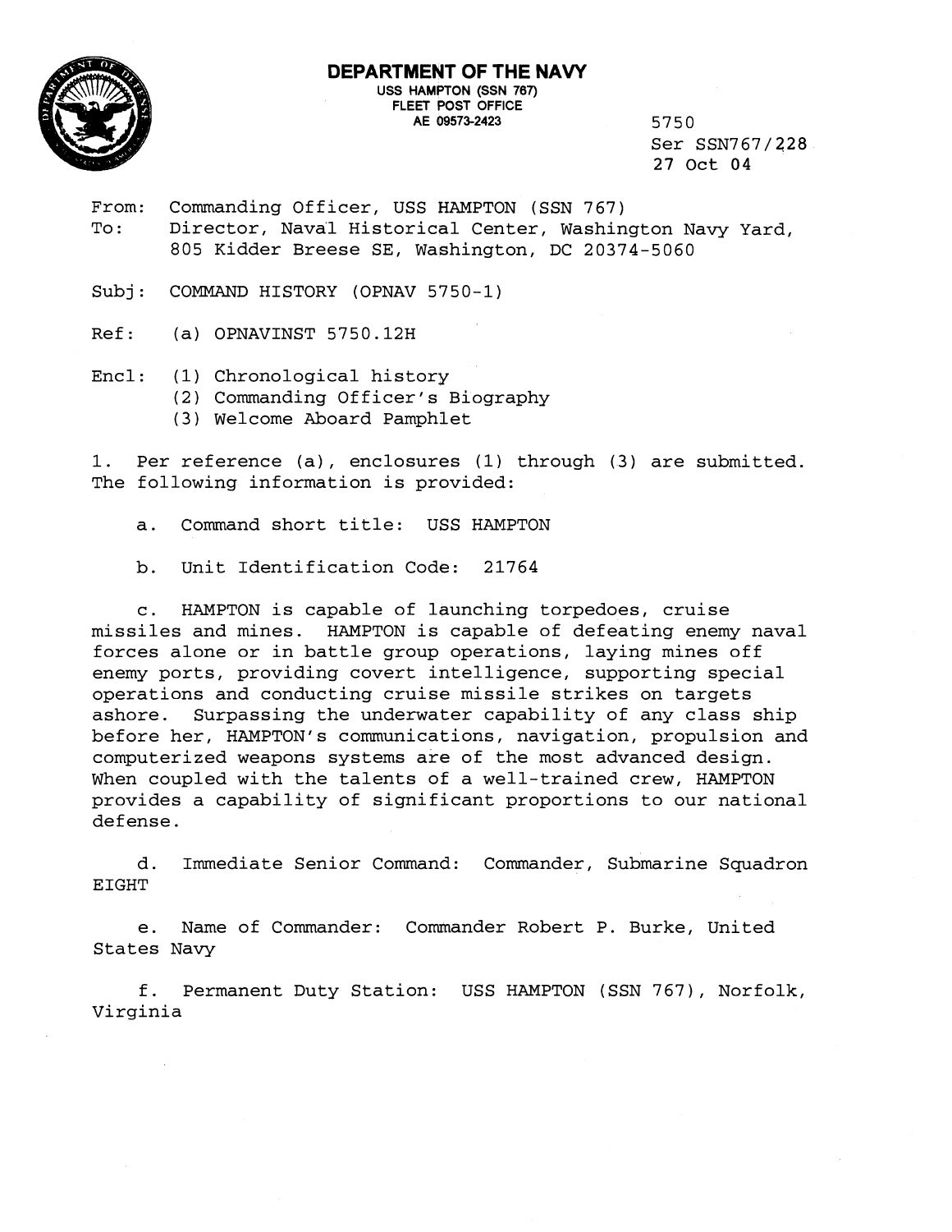**DEPARTMENT OF THE NAVY**
USS HAMPTON (SSN 767)
FLEET POST OFFICE
AE 09573-2423

5750
Ser SSN767/228
27 Oct 04

From: Commanding Officer, USS HAMPTON (SSN 767)
To: Director, Naval Historical Center, Washington Navy Yard, 805 Kidder Breese SE, Washington, DC 20374-5060

Subj: COMMAND HISTORY (OPNAV 5750-1)

Ref: (a) OPNAVINST 5750.12H

Encl: (1) Chronological history
(2) Commanding Officer's Biography
(3) Welcome Aboard Pamphlet

1. Per reference (a), enclosures (1) through (3) are submitted. The following information is provided:

a. Command short title: USS HAMPTON

b. Unit Identification Code: 21764

c. HAMPTON is capable of launching torpedoes, cruise missiles and mines. HAMPTON is capable of defeating enemy naval forces alone or in battle group operations, laying mines off enemy ports, providing covert intelligence, supporting special operations and conducting cruise missile strikes on targets ashore. Surpassing the underwater capability of any class ship before her, HAMPTON's communications, navigation, propulsion and computerized weapons systems are of the most advanced design. When coupled with the talents of a well-trained crew, HAMPTON provides a capability of significant proportions to our national defense.

d. Immediate Senior Command: Commander, Submarine Squadron EIGHT

e. Name of Commander: Commander Robert P. Burke, United States Navy

f. Permanent Duty Station: USS HAMPTON (SSN 767), Norfolk, Virginia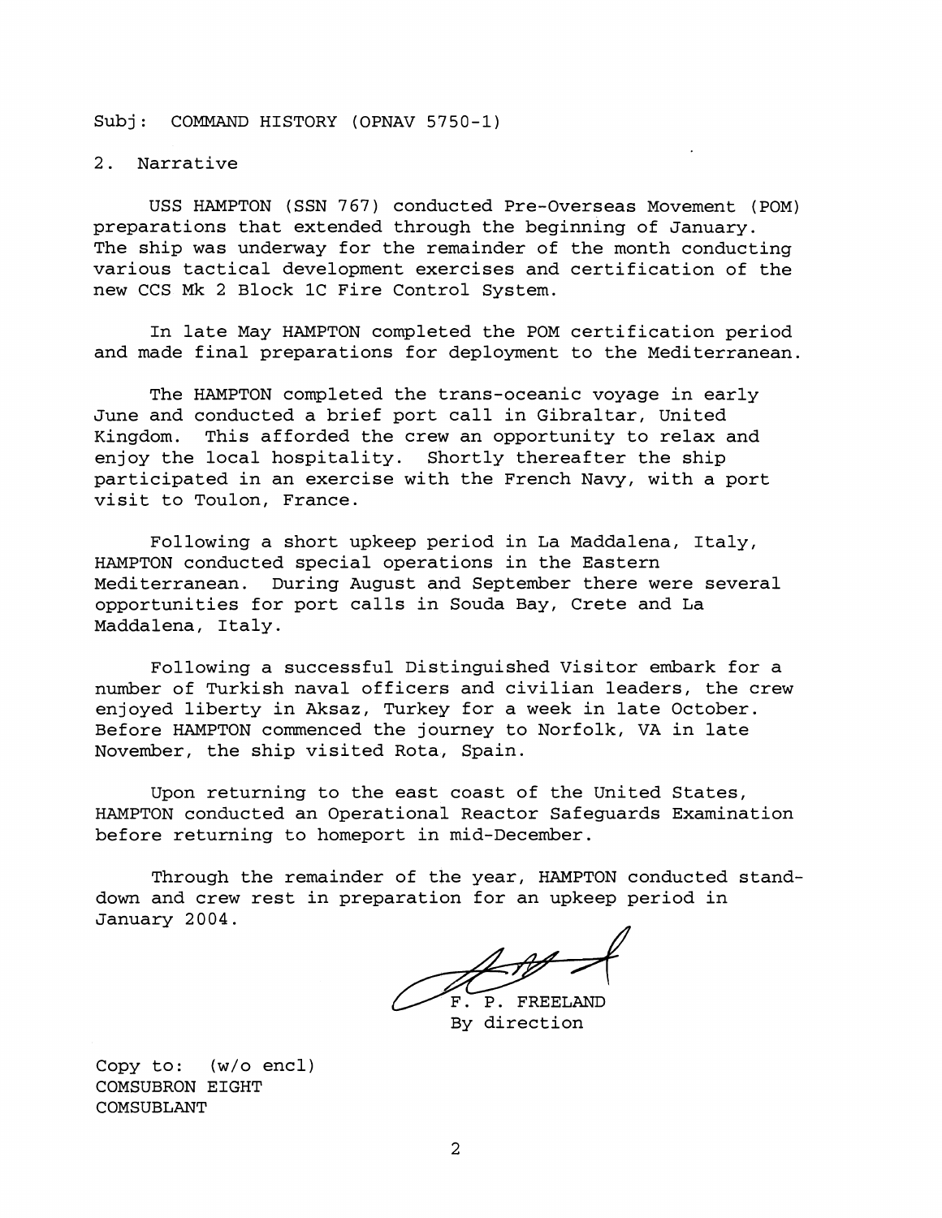Subj: COMMAND HISTORY (OPNAV 5750-1)

2. Narrative

USS HAMPTON (SSN 767) conducted Pre-Overseas Movement (POM) preparations that extended through the beginning of January. The ship was underway for the remainder of the month conducting various tactical development exercises and certification of the new CCS Mk 2 Block 1C Fire Control System.

In late May HAMPTON completed the POM certification period and made final preparations for deployment to the Mediterranean.

The HAMPTON completed the trans-oceanic voyage in early June and conducted a brief port call in Gibraltar, United Kingdom. This afforded the crew an opportunity to relax and enjoy the local hospitality. Shortly thereafter the ship participated in an exercise with the French Navy, with a port visit to Toulon, France.

Following a short upkeep period in La Maddalena, Italy, HAMPTON conducted special operations in the Eastern Mediterranean. During August and September there were several opportunities for port calls in Souda Bay, Crete and La Maddalena, Italy.

Following a successful Distinguished Visitor embark for a number of Turkish naval officers and civilian leaders, the crew enjoyed liberty in Aksaz, Turkey for a week in late October. Before HAMPTON commenced the journey to Norfolk, VA in late November, the ship visited Rota, Spain.

Upon returning to the east coast of the United States, HAMPTON conducted an Operational Reactor Safeguards Examination before returning to homeport in mid-December.

Through the remainder of the year, HAMPTON conducted stand-down and crew rest in preparation for an upkeep period in January 2004.

F. P. FREELAND
By direction

Copy to: (w/o encl)
COMSUBRON EIGHT
COMSUBLANT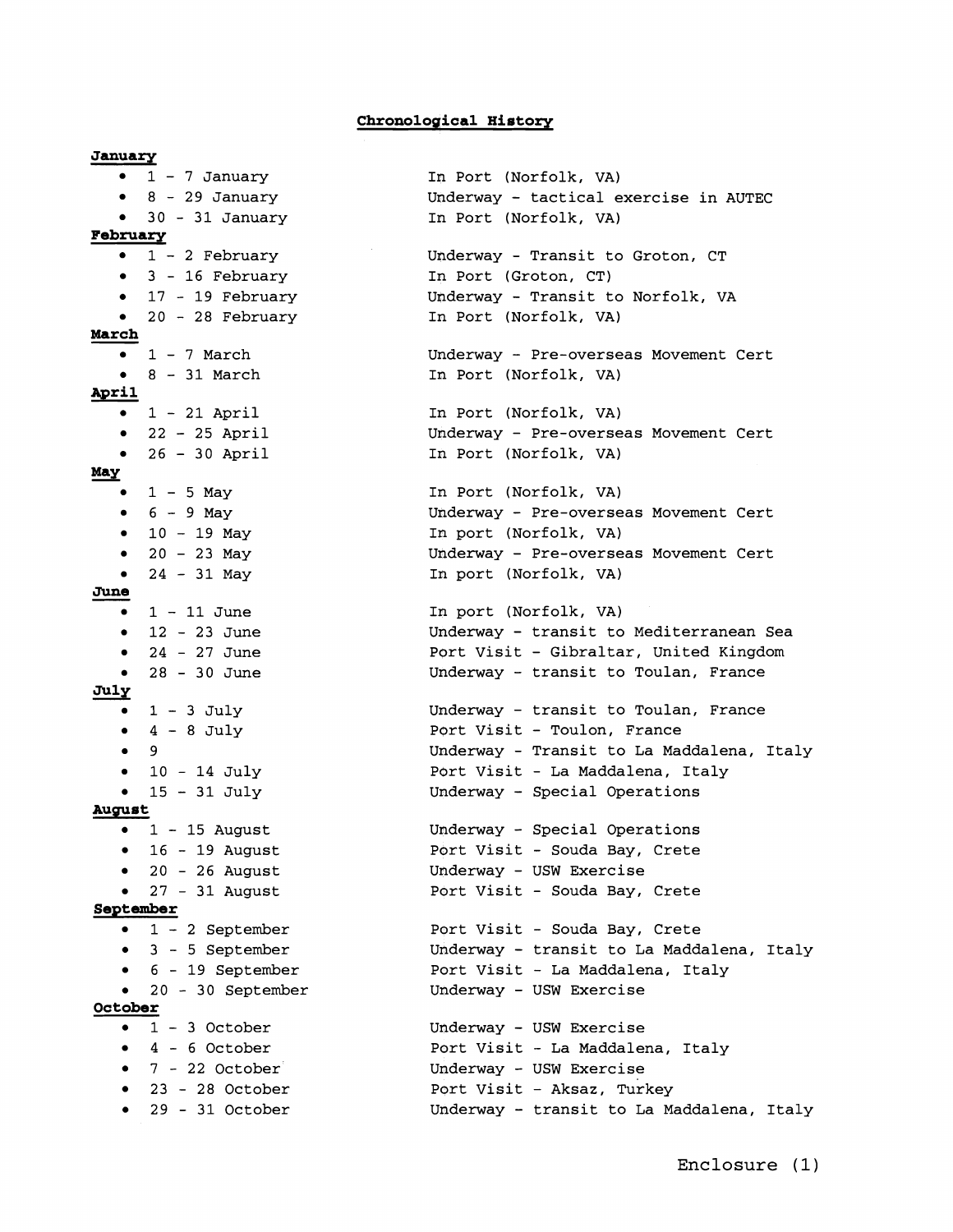# Chronological History

**January**

- 1 - 7 January — In Port (Norfolk, VA)
- 8 - 29 January — Underway - tactical exercise in AUTEC
- 30 - 31 January — In Port (Norfolk, VA)

**February**

- 1 - 2 February — Underway - Transit to Groton, CT
- 3 - 16 February — In Port (Groton, CT)
- 17 - 19 February — Underway - Transit to Norfolk, VA
- 20 - 28 February — In Port (Norfolk, VA)

**March**

- 1 - 7 March — Underway - Pre-overseas Movement Cert
- 8 - 31 March — In Port (Norfolk, VA)

**April**

- 1 - 21 April — In Port (Norfolk, VA)
- 22 - 25 April — Underway - Pre-overseas Movement Cert
- 26 - 30 April — In Port (Norfolk, VA)

**May**

- 1 - 5 May — In Port (Norfolk, VA)
- 6 - 9 May — Underway - Pre-overseas Movement Cert
- 10 - 19 May — In port (Norfolk, VA)
- 20 - 23 May — Underway - Pre-overseas Movement Cert
- 24 - 31 May — In port (Norfolk, VA)

**June**

- 1 - 11 June — In port (Norfolk, VA)
- 12 - 23 June — Underway - transit to Mediterranean Sea
- 24 - 27 June — Port Visit - Gibraltar, United Kingdom
- 28 - 30 June — Underway - transit to Toulan, France

**July**

- 1 - 3 July — Underway - transit to Toulan, France
- 4 - 8 July — Port Visit - Toulon, France
- 9 — Underway - Transit to La Maddalena, Italy
- 10 - 14 July — Port Visit - La Maddalena, Italy
- 15 - 31 July — Underway - Special Operations

**August**

- 1 - 15 August — Underway - Special Operations
- 16 - 19 August — Port Visit - Souda Bay, Crete
- 20 - 26 August — Underway - USW Exercise
- 27 - 31 August — Port Visit - Souda Bay, Crete

**September**

- 1 - 2 September — Port Visit - Souda Bay, Crete
- 3 - 5 September — Underway - transit to La Maddalena, Italy
- 6 - 19 September — Port Visit - La Maddalena, Italy
- 20 - 30 September — Underway - USW Exercise

**October**

- 1 - 3 October — Underway - USW Exercise
- 4 - 6 October — Port Visit - La Maddalena, Italy
- 7 - 22 October — Underway - USW Exercise
- 23 - 28 October — Port Visit - Aksaz, Turkey
- 29 - 31 October — Underway - transit to La Maddalena, Italy

Enclosure (1)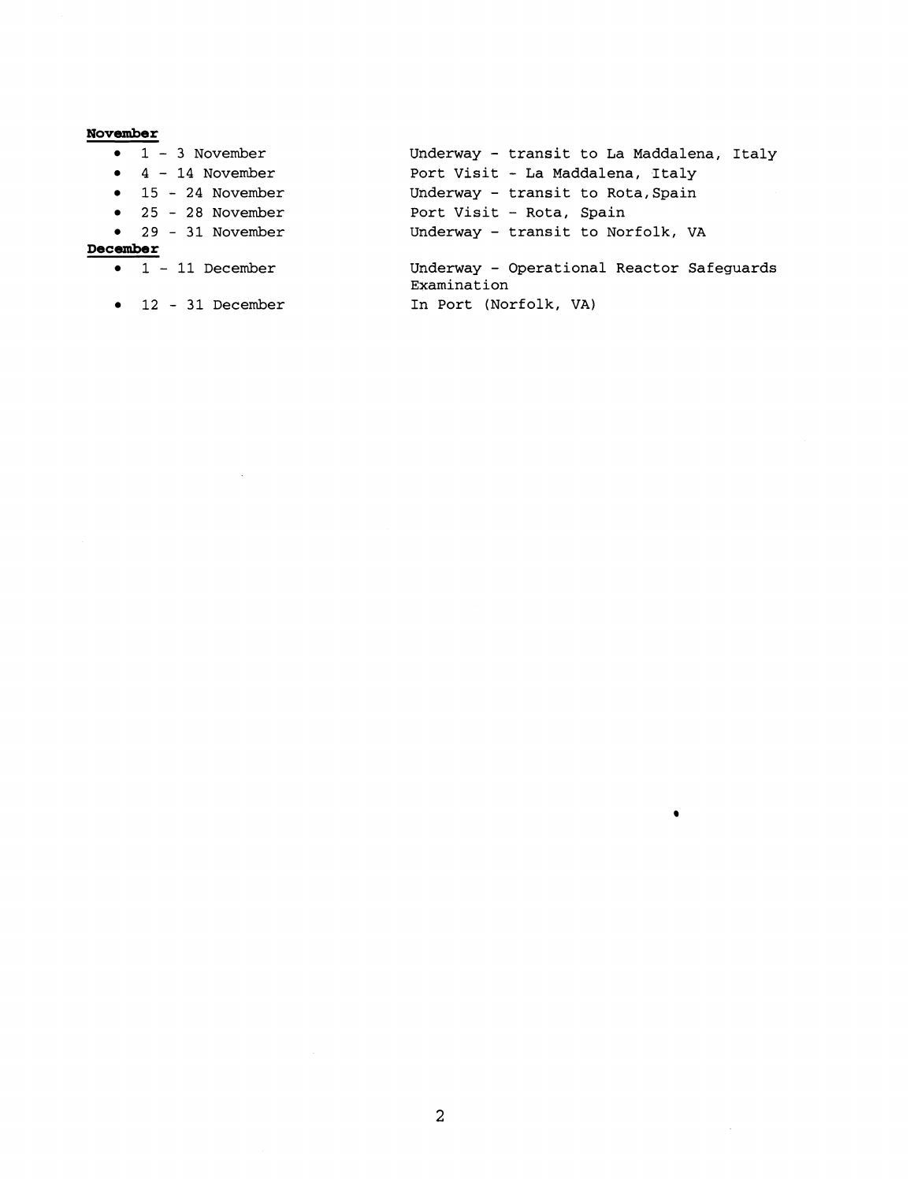**November**

- 1 - 3 November — Underway - transit to La Maddalena, Italy
- 4 - 14 November — Port Visit - La Maddalena, Italy
- 15 - 24 November — Underway - transit to Rota, Spain
- 25 - 28 November — Port Visit - Rota, Spain
- 29 - 31 November — Underway - transit to Norfolk, VA

**December**

- 1 - 11 December — Underway - Operational Reactor Safeguards Examination
- 12 - 31 December — In Port (Norfolk, VA)